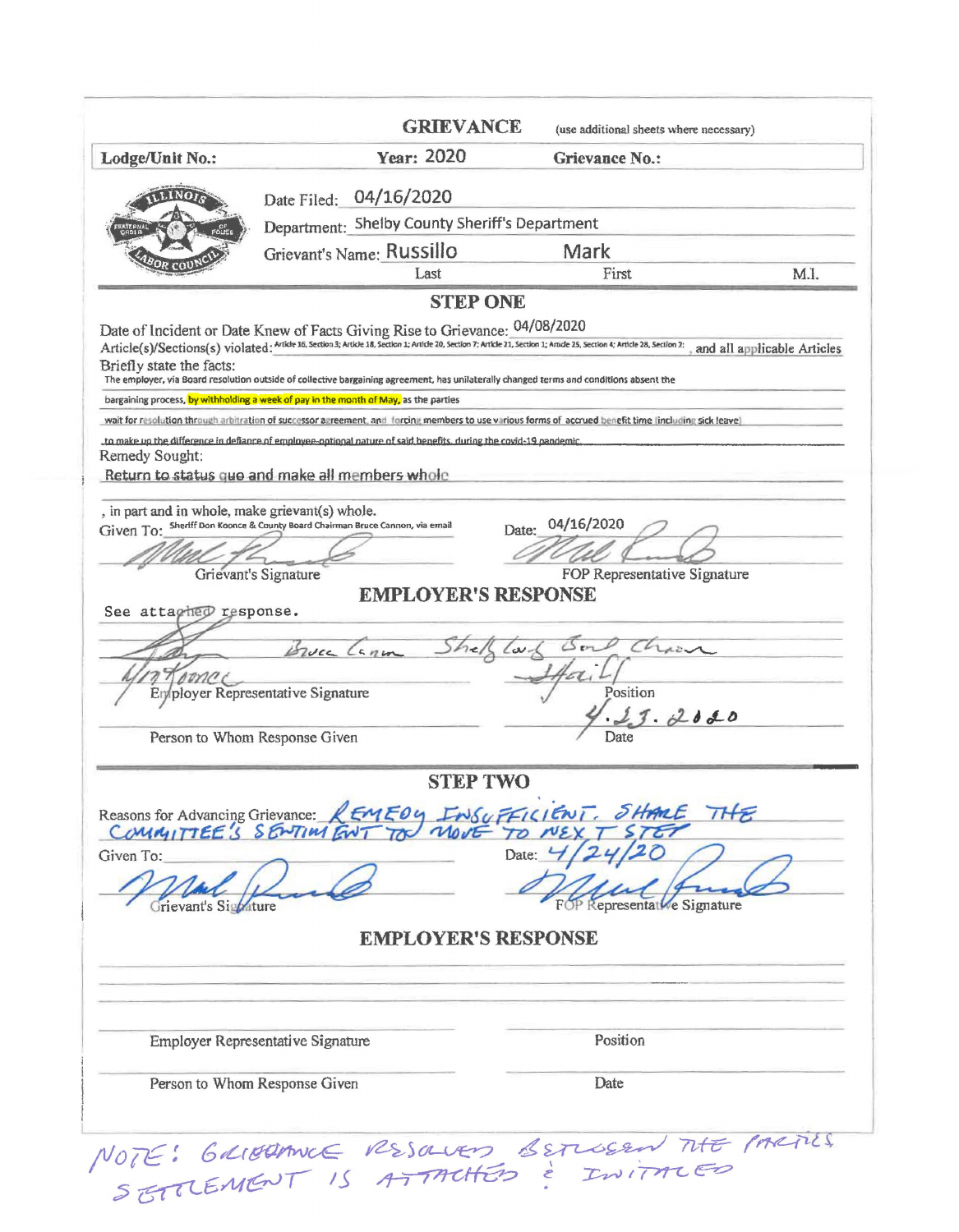# GRIEVANCE

(use additional sheets where necessary)

**Lodge/Unit No.:** **Year:** 2020 **Grievance No.:**

Date Filed: 04/16/2020

Department: Shelby County Sheriff's Department

Grievant's Name: Russillo Mark

Last First M.I.

## STEP ONE

Date of Incident or Date Knew of Facts Giving Rise to Grievance: 04/08/2020

Article(s)/Sections(s) violated: Article 16, Section 3; Article 18, Section 1; Article 20, Section 7; Article 21, Section 1; Article 25, Section 4; Article 28, Section 2; and all applicable Articles

Briefly state the facts:

The employer, via Board resolution outside of collective bargaining agreement, has unilaterally changed terms and conditions absent the bargaining process, by withholding a week of pay in the month of May, as the parties wait for resolution through arbitration of successor agreement, and forcing members to use various forms of accrued benefit time (including sick leave) to make up the difference in defiance of employee-optional nature of said benefits, during the covid-19 pandemic.

Remedy Sought:

Return to status quo and make all members whole

, in part and in whole, make grievant(s) whole.

Given To: Sheriff Don Koonce & County Board Chairman Bruce Cannon, via email Date: 04/16/2020

Grievant's Signature FOP Representative Signature

## EMPLOYER'S RESPONSE

See attached response.

Bruce Cannon Shelby Co Bd Chair

Don Koonce Sheriff

Employer Representative Signature Position

4.23.2020

Person to Whom Response Given Date

## STEP TWO

Reasons for Advancing Grievance: REMEDY INSUFFICIENT. SHARE THE COMMITTEE'S SENTIMENT TO MOVE TO NEXT STEP

Given To: Date: 4/24/20

Grievant's Signature FOP Representative Signature

## EMPLOYER'S RESPONSE

Employer Representative Signature Position

Person to Whom Response Given Date

NOTE: GRIEVANCE RESOLVED BETWEEN THE PARTIES SETTLEMENT IS ATTACHED & INITIALED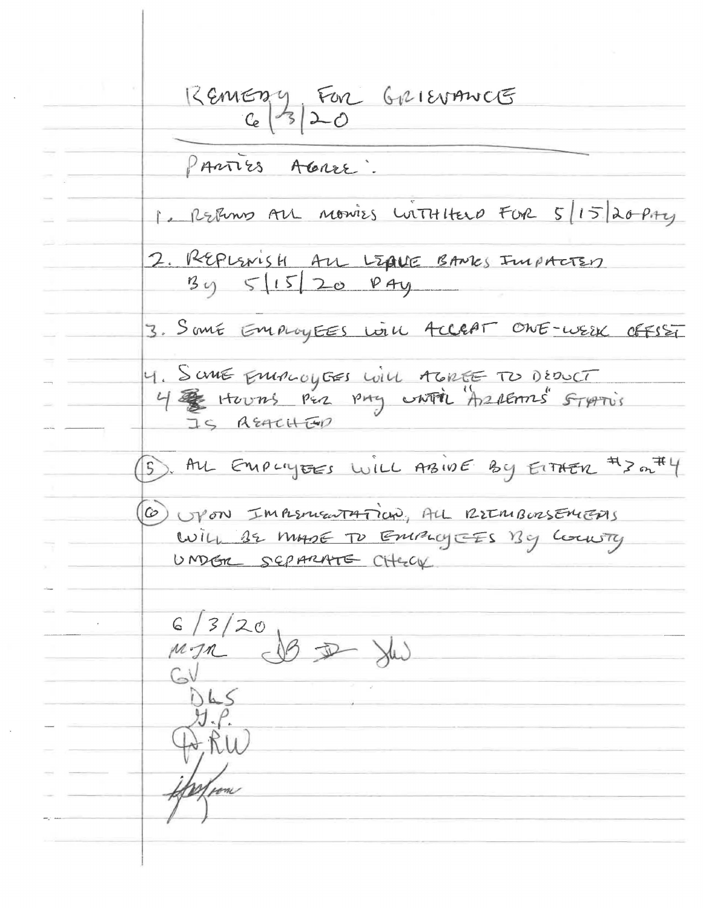# REMEDY FOR GRIEVANCE
## 6/3/20

PARTIES AGREE:

1. REFUND ALL MONIES WITHHELD FOR 5/15/20 PAY

2. REPLENISH ALL LEAVE BANKS IMPACTED BY 5/15/20 PAY

3. SOME EMPLOYEES WILL ACCEPT ONE-WEEK OFFSET

4. SOME EMPLOYEES WILL AGREE TO DEDUCT 4 HOURS PER PAY UNTIL "ARREARS" STATUS IS REACHED

5. ALL EMPLOYEES WILL ABIDE BY EITHER #3 or #4

6. UPON IMPLEMENTATION, ALL REIMBURSEMENTS WILL BE MADE TO EMPLOYEES BY COUNTY UNDER SEPARATE CHECK.

6/3/20
MJR JB JD JW
GV
DLS
G.P.
RW